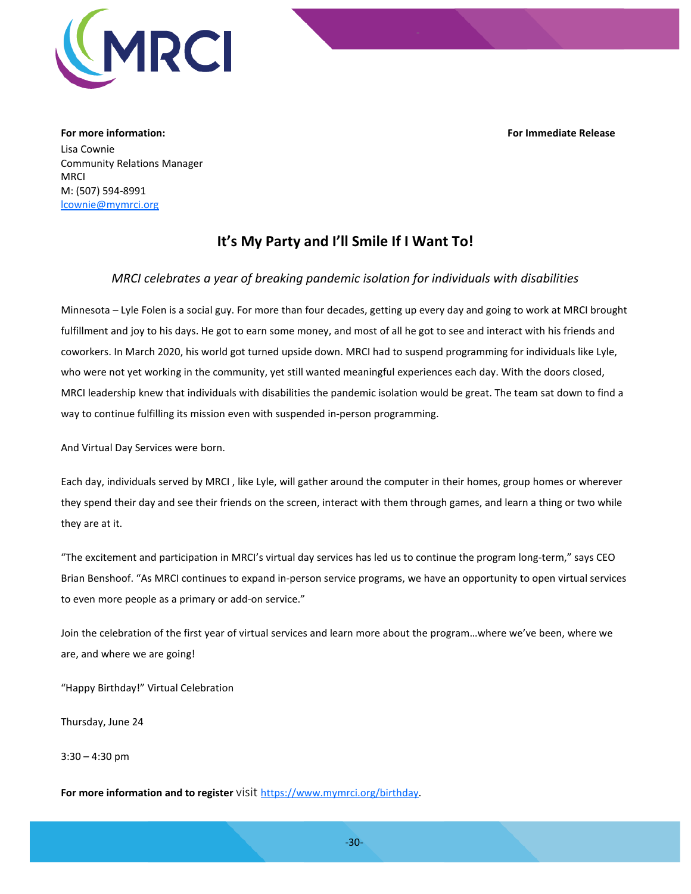**For more information:**

Lisa Cownie
Community Relations Manager
MRCI
M: (507) 594-8991
lcownie@mymrci.org

**For Immediate Release**

# It's My Party and I'll Smile If I Want To!

*MRCI celebrates a year of breaking pandemic isolation for individuals with disabilities*

Minnesota – Lyle Folen is a social guy. For more than four decades, getting up every day and going to work at MRCI brought fulfillment and joy to his days. He got to earn some money, and most of all he got to see and interact with his friends and coworkers. In March 2020, his world got turned upside down. MRCI had to suspend programming for individuals like Lyle, who were not yet working in the community, yet still wanted meaningful experiences each day. With the doors closed, MRCI leadership knew that individuals with disabilities the pandemic isolation would be great. The team sat down to find a way to continue fulfilling its mission even with suspended in-person programming.

And Virtual Day Services were born.

Each day, individuals served by MRCI , like Lyle, will gather around the computer in their homes, group homes or wherever they spend their day and see their friends on the screen, interact with them through games, and learn a thing or two while they are at it.

"The excitement and participation in MRCI's virtual day services has led us to continue the program long-term," says CEO Brian Benshoof. "As MRCI continues to expand in-person service programs, we have an opportunity to open virtual services to even more people as a primary or add-on service."

Join the celebration of the first year of virtual services and learn more about the program…where we've been, where we are, and where we are going!

"Happy Birthday!" Virtual Celebration

Thursday, June 24

3:30 – 4:30 pm

**For more information and to register** visit https://www.mymrci.org/birthday.

-30-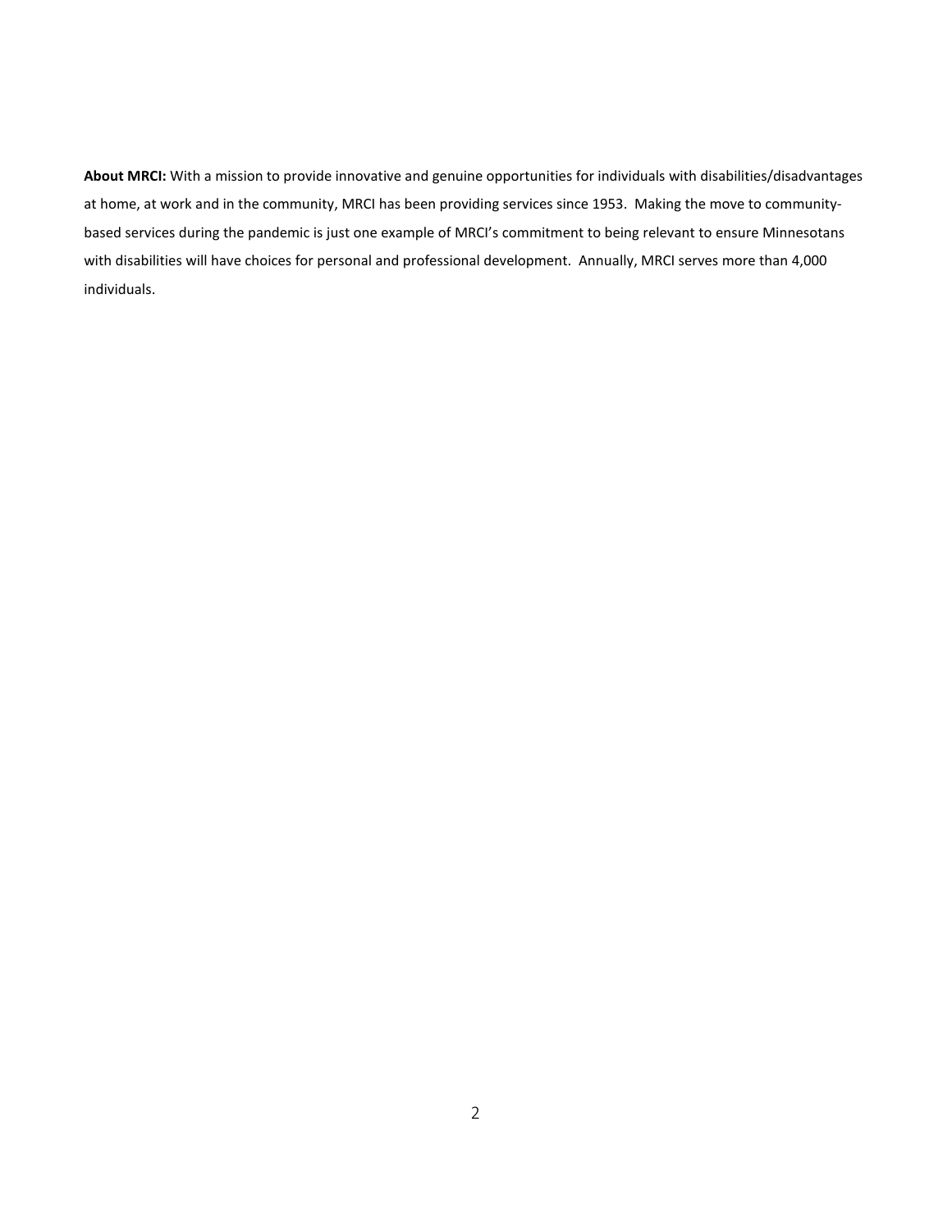**About MRCI:** With a mission to provide innovative and genuine opportunities for individuals with disabilities/disadvantages at home, at work and in the community, MRCI has been providing services since 1953. Making the move to community-based services during the pandemic is just one example of MRCI's commitment to being relevant to ensure Minnesotans with disabilities will have choices for personal and professional development. Annually, MRCI serves more than 4,000 individuals.